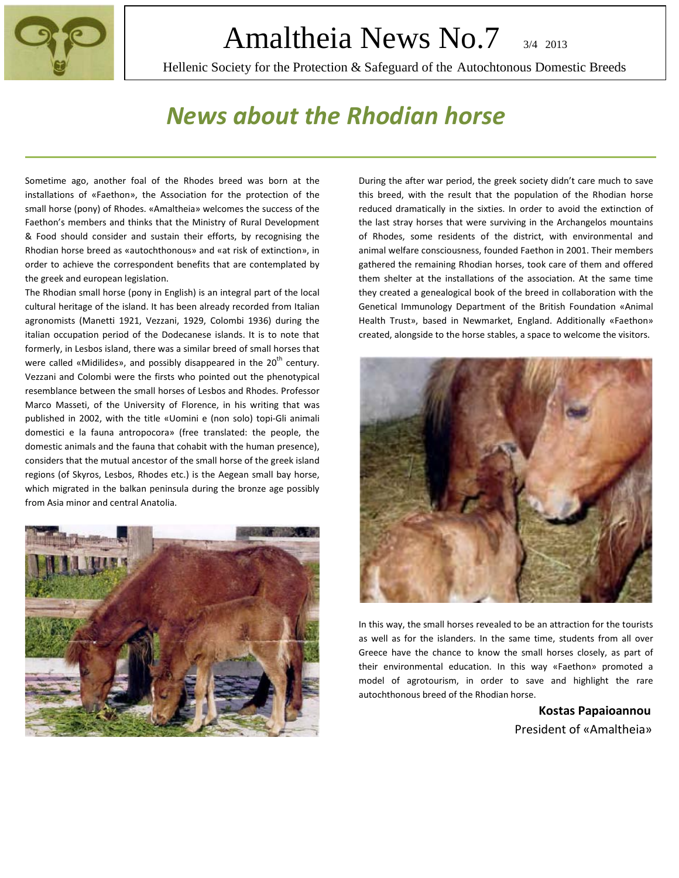# Amaltheia News No.7 3/4 2013

Hellenic Society for the Protection & Safeguard of the Autochtonous Domestic Breeds

## *News about the Rhodian horse*

Sometime ago, another foal of the Rhodes breed was born at the installations of «Faethon», the Association for the protection of the small horse (pony) of Rhodes. «Amaltheia» welcomes the success of the Faethon's members and thinks that the Ministry of Rural Development & Food should consider and sustain their efforts, by recognising the Rhodian horse breed as «autochthonous» and «at risk of extinction», in order to achieve the correspondent benefits that are contemplated by the greek and european legislation.

The Rhodian small horse (pony in English) is an integral part of the local cultural heritage of the island. It has been already recorded from Italian agronomists (Manetti 1921, Vezzani, 1929, Colombi 1936) during the italian occupation period of the Dodecanese islands. It is to note that formerly, in Lesbos island, there was a similar breed of small horses that were called «Midilides», and possibly disappeared in the 20th century. Vezzani and Colombi were the firsts who pointed out the phenotypical resemblance between the small horses of Lesbos and Rhodes. Professor Marco Masseti, of the University of Florence, in his writing that was published in 2002, with the title «Uomini e (non solo) topi-Gli animali domestici e la fauna antropocora» (free translated: the people, the domestic animals and the fauna that cohabit with the human presence), considers that the mutual ancestor of the small horse of the greek island regions (of Skyros, Lesbos, Rhodes etc.) is the Aegean small bay horse, which migrated in the balkan peninsula during the bronze age possibly from Asia minor and central Anatolia.

During the after war period, the greek society didn't care much to save this breed, with the result that the population of the Rhodian horse reduced dramatically in the sixties. In order to avoid the extinction of the last stray horses that were surviving in the Archangelos mountains of Rhodes, some residents of the district, with environmental and animal welfare consciousness, founded Faethon in 2001. Their members gathered the remaining Rhodian horses, took care of them and offered them shelter at the installations of the association. At the same time they created a genealogical book of the breed in collaboration with the Genetical Immunology Department of the British Foundation «Animal Health Trust», based in Newmarket, England. Additionally «Faethon» created, alongside to the horse stables, a space to welcome the visitors.

In this way, the small horses revealed to be an attraction for the tourists as well as for the islanders. In the same time, students from all over Greece have the chance to know the small horses closely, as part of their environmental education. In this way «Faethon» promoted a model of agrotourism, in order to save and highlight the rare autochthonous breed of the Rhodian horse.

**Kostas Papaioannou**
President of «Amaltheia»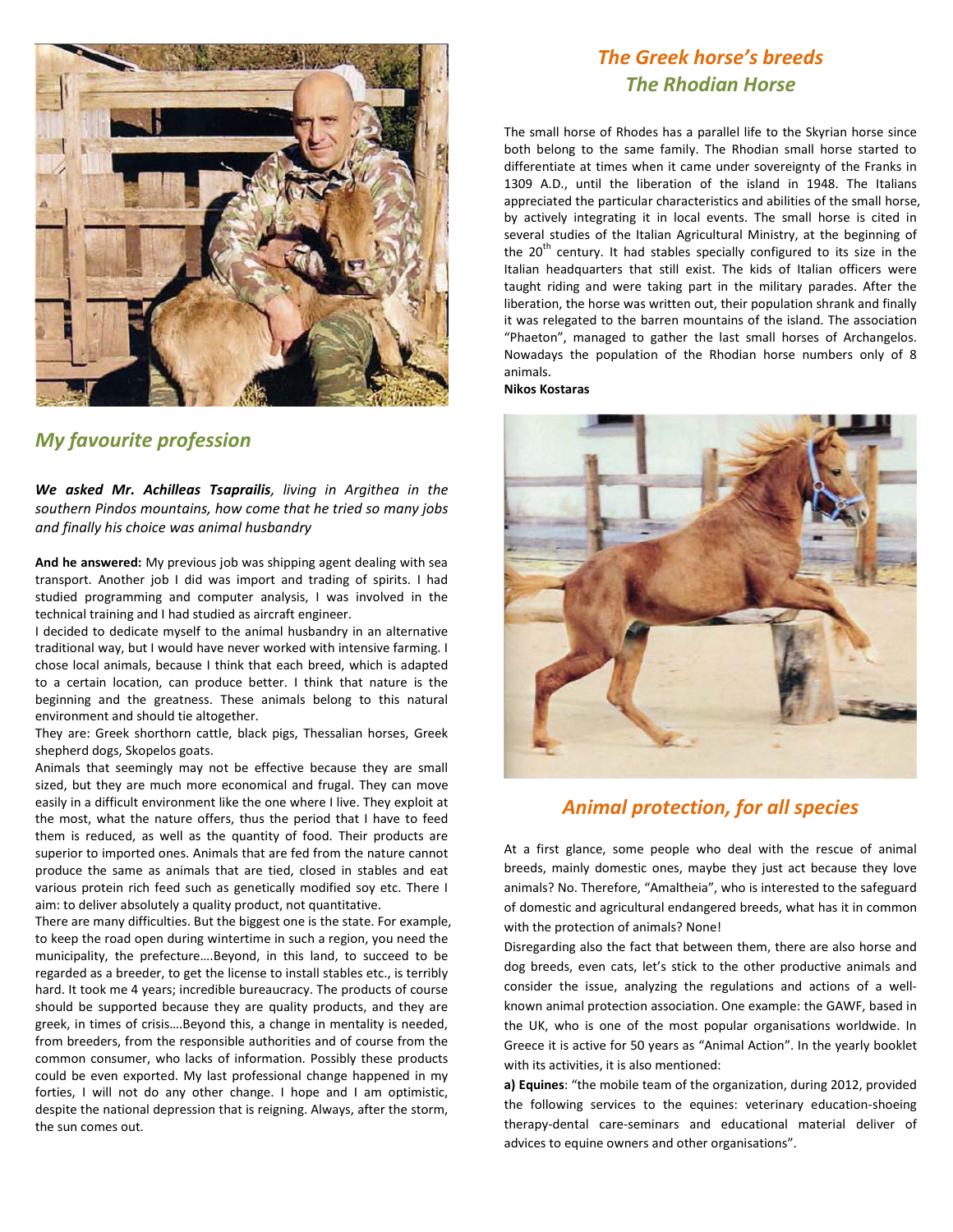## My favourite profession

***We asked Mr. Achilleas Tsaprailis**, living in Argithea in the southern Pindos mountains, how come that he tried so many jobs and finally his choice was animal husbandry*

**And he answered:** My previous job was shipping agent dealing with sea transport. Another job I did was import and trading of spirits. I had studied programming and computer analysis, I was involved in the technical training and I had studied as aircraft engineer.

I decided to dedicate myself to the animal husbandry in an alternative traditional way, but I would have never worked with intensive farming. I chose local animals, because I think that each breed, which is adapted to a certain location, can produce better. I think that nature is the beginning and the greatness. These animals belong to this natural environment and should tie altogether.

They are: Greek shorthorn cattle, black pigs, Thessalian horses, Greek shepherd dogs, Skopelos goats.

Animals that seemingly may not be effective because they are small sized, but they are much more economical and frugal. They can move easily in a difficult environment like the one where I live. They exploit at the most, what the nature offers, thus the period that I have to feed them is reduced, as well as the quantity of food. Their products are superior to imported ones. Animals that are fed from the nature cannot produce the same as animals that are tied, closed in stables and eat various protein rich feed such as genetically modified soy etc. There I aim: to deliver absolutely a quality product, not quantitative.

There are many difficulties. But the biggest one is the state. For example, to keep the road open during wintertime in such a region, you need the municipality, the prefecture….Beyond, in this land, to succeed to be regarded as a breeder, to get the license to install stables etc., is terribly hard. It took me 4 years; incredible bureaucracy. The products of course should be supported because they are quality products, and they are greek, in times of crisis….Beyond this, a change in mentality is needed, from breeders, from the responsible authorities and of course from the common consumer, who lacks of information. Possibly these products could be even exported. My last professional change happened in my forties, I will not do any other change. I hope and I am optimistic, despite the national depression that is reigning. Always, after the storm, the sun comes out.

## *The Greek horse's breeds*
## *The Rhodian Horse*

The small horse of Rhodes has a parallel life to the Skyrian horse since both belong to the same family. The Rhodian small horse started to differentiate at times when it came under sovereignty of the Franks in 1309 A.D., until the liberation of the island in 1948. The Italians appreciated the particular characteristics and abilities of the small horse, by actively integrating it in local events. The small horse is cited in several studies of the Italian Agricultural Ministry, at the beginning of the 20th century. It had stables specially configured to its size in the Italian headquarters that still exist. The kids of Italian officers were taught riding and were taking part in the military parades. After the liberation, the horse was written out, their population shrank and finally it was relegated to the barren mountains of the island. The association "Phaeton", managed to gather the last small horses of Archangelos. Nowadays the population of the Rhodian horse numbers only of 8 animals.

**Nikos Kostaras**

## *Animal protection, for all species*

At a first glance, some people who deal with the rescue of animal breeds, mainly domestic ones, maybe they just act because they love animals? No. Therefore, "Amaltheia", who is interested to the safeguard of domestic and agricultural endangered breeds, what has it in common with the protection of animals? None!

Disregarding also the fact that between them, there are also horse and dog breeds, even cats, let's stick to the other productive animals and consider the issue, analyzing the regulations and actions of a well-known animal protection association. One example: the GAWF, based in the UK, who is one of the most popular organisations worldwide. In Greece it is active for 50 years as "Animal Action". In the yearly booklet with its activities, it is also mentioned:

**a) Equines**: "the mobile team of the organization, during 2012, provided the following services to the equines: veterinary education-shoeing therapy-dental care-seminars and educational material deliver of advices to equine owners and other organisations".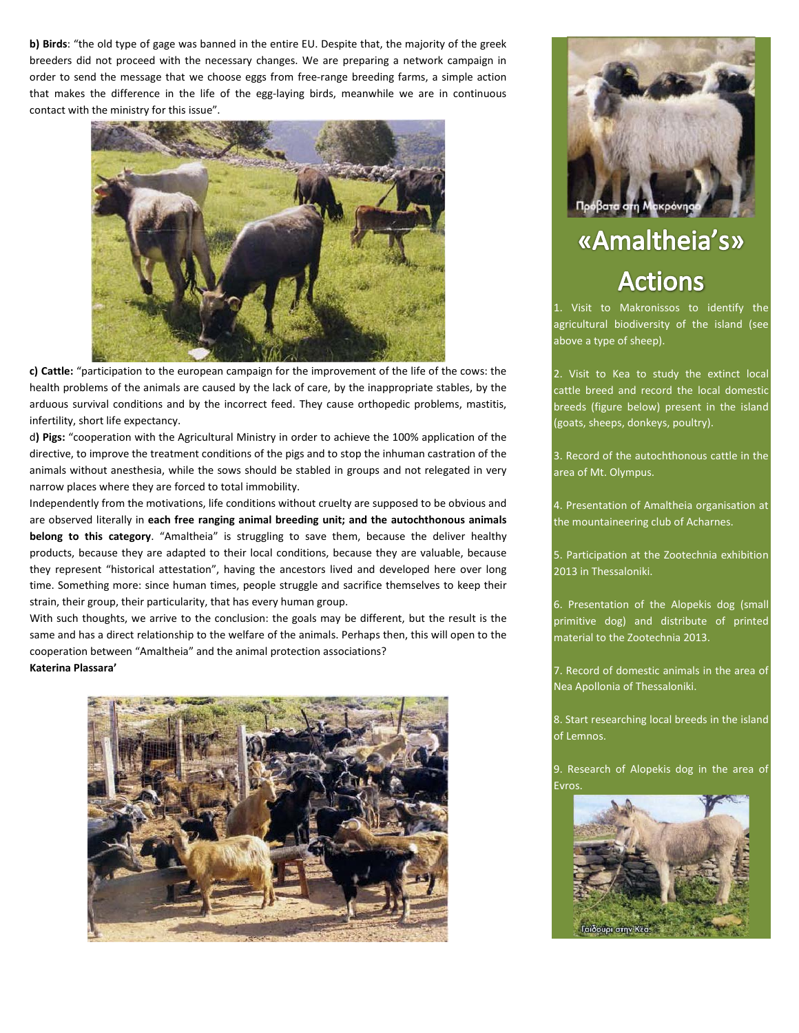**b) Birds**: "the old type of gage was banned in the entire EU. Despite that, the majority of the greek breeders did not proceed with the necessary changes. We are preparing a network campaign in order to send the message that we choose eggs from free-range breeding farms, a simple action that makes the difference in the life of the egg-laying birds, meanwhile we are in continuous contact with the ministry for this issue".

**c) Cattle:** "participation to the european campaign for the improvement of the life of the cows: the health problems of the animals are caused by the lack of care, by the inappropriate stables, by the arduous survival conditions and by the incorrect feed. They cause orthopedic problems, mastitis, infertility, short life expectancy.

d**) Pigs:** "cooperation with the Agricultural Ministry in order to achieve the 100% application of the directive, to improve the treatment conditions of the pigs and to stop the inhuman castration of the animals without anesthesia, while the sows should be stabled in groups and not relegated in very narrow places where they are forced to total immobility.

Independently from the motivations, life conditions without cruelty are supposed to be obvious and are observed literally in **each free ranging animal breeding unit; and the autochthonous animals belong to this category**. "Amaltheia" is struggling to save them, because the deliver healthy products, because they are adapted to their local conditions, because they are valuable, because they represent "historical attestation", having the ancestors lived and developed here over long time. Something more: since human times, people struggle and sacrifice themselves to keep their strain, their group, their particularity, that has every human group.

With such thoughts, we arrive to the conclusion: the goals may be different, but the result is the same and has a direct relationship to the welfare of the animals. Perhaps then, this will open to the cooperation between "Amaltheia" and the animal protection associations?

**Katerina Plassara'**

Πρόβατα στη Μακρόνησο

# «Amaltheia's» Actions

1. Visit to Makronissos to identify the agricultural biodiversity of the island (see above a type of sheep).

2. Visit to Kea to study the extinct local cattle breed and record the local domestic breeds (figure below) present in the island (goats, sheeps, donkeys, poultry).

3. Record of the autochthonous cattle in the area of Mt. Olympus.

4. Presentation of Amaltheia organisation at the mountaineering club of Acharnes.

5. Participation at the Zootechnia exhibition 2013 in Thessaloniki.

6. Presentation of the Alopekis dog (small primitive dog) and distribute of printed material to the Zootechnia 2013.

7. Record of domestic animals in the area of Nea Apollonia of Thessaloniki.

8. Start researching local breeds in the island of Lemnos.

9. Research of Alopekis dog in the area of Evros.

Γαϊδούρι στην Κέα.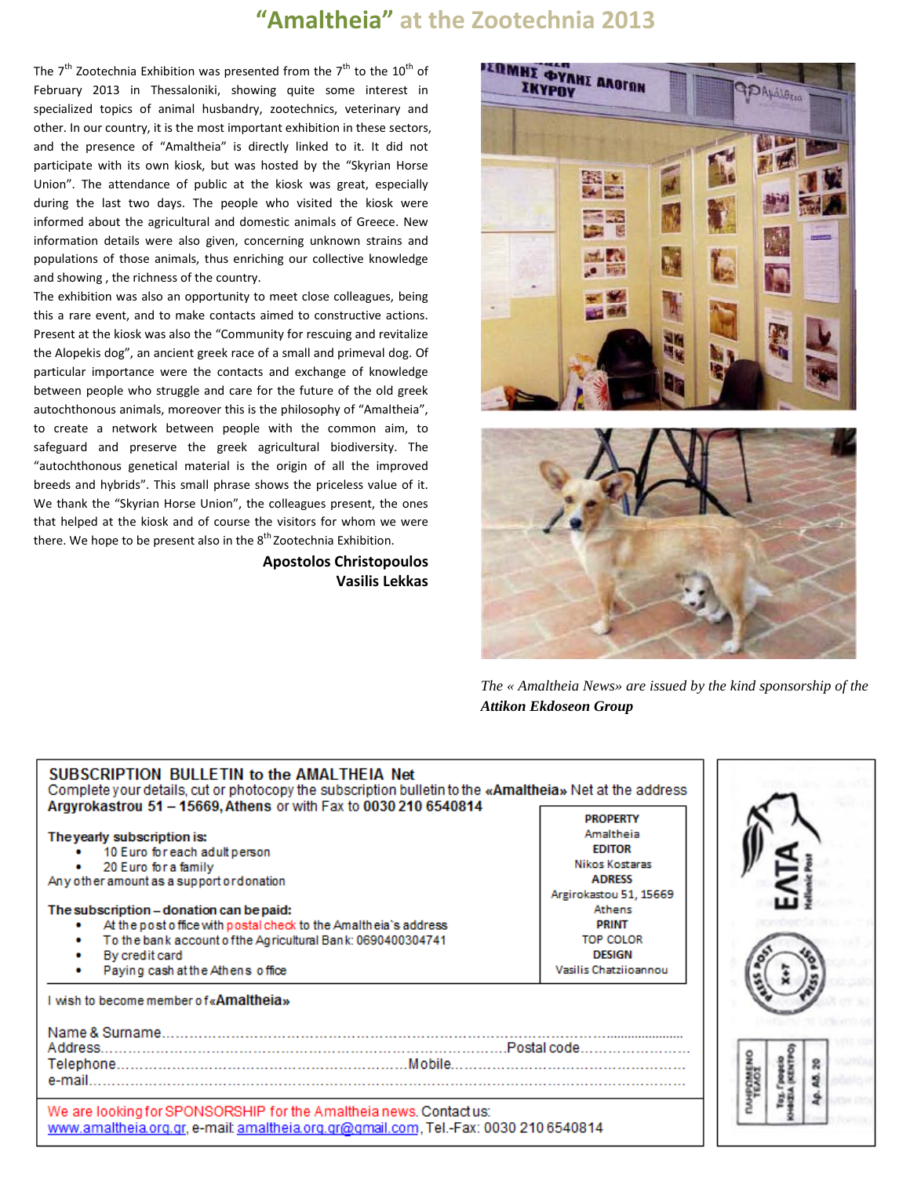# "Amaltheia" at the Zootechnia 2013

The 7th Zootechnia Exhibition was presented from the 7th to the 10th of February 2013 in Thessaloniki, showing quite some interest in specialized topics of animal husbandry, zootechnics, veterinary and other. In our country, it is the most important exhibition in these sectors, and the presence of "Amaltheia" is directly linked to it. It did not participate with its own kiosk, but was hosted by the "Skyrian Horse Union". The attendance of public at the kiosk was great, especially during the last two days. The people who visited the kiosk were informed about the agricultural and domestic animals of Greece. New information details were also given, concerning unknown strains and populations of those animals, thus enriching our collective knowledge and showing , the richness of the country.

The exhibition was also an opportunity to meet close colleagues, being this a rare event, and to make contacts aimed to constructive actions. Present at the kiosk was also the "Community for rescuing and revitalize the Alopekis dog", an ancient greek race of a small and primeval dog. Of particular importance were the contacts and exchange of knowledge between people who struggle and care for the future of the old greek autochthonous animals, moreover this is the philosophy of "Amaltheia", to create a network between people with the common aim, to safeguard and preserve the greek agricultural biodiversity. The "autochthonous genetical material is the origin of all the improved breeds and hybrids". This small phrase shows the priceless value of it. We thank the "Skyrian Horse Union", the colleagues present, the ones that helped at the kiosk and of course the visitors for whom we were there. We hope to be present also in the 8th Zootechnia Exhibition.

**Apostolos Christopoulos**
**Vasilis Lekkas**

*The « Amaltheia News» are issued by the kind sponsorship of the **Attikon Ekdoseon Group***

## SUBSCRIPTION BULLETIN to the AMALTHEIA Net

Complete your details, cut or photocopy the subscription bulletin to the **«Amaltheia»** Net at the address **Argyrokastrou 51 – 15669, Athens** or with Fax to **0030 210 6540814**

**The yearly subscription is:**

- 10 Euro for each adult person
- 20 Euro for a family

Any other amount as a support or donation

**The subscription – donation can be paid:**

- At the post office with postal check to the Amaltheia's address
- To the bank account of the Agricultural Bank: 0690400304741
- By credit card
- Paying cash at the Athens office

**PROPERTY**
Amaltheia
**EDITOR**
Nikos Kostaras
**ADRESS**
Argirokastou 51, 15669 Athens
**PRINT**
TOP COLOR
**DESIGN**
Vasilis Chatziioannou

I wish to become member of **«Amaltheia»**

Name & Surname......................................................................................................
Address.......................................................................Postal code.......................
Telephone.................................................Mobile..................................................
e-mail.........................................................................................................................

We are looking for SPONSORSHIP for the Amaltheia news. Contact us:
www.amaltheia.org.gr, e-mail: amaltheia.org.gr@gmail.com, Tel.-Fax: 0030 210 6540814

ΕΛΤΑ Hellenic Post
PRESS POST X+7 PRESS POST
ΠΛΗΡΩΜΕΝΟ ΤΕΛΟΣ
Ταχ. Γραφείο ΚΗΦΙΣΙΑ (ΚΕΝΤΡΟ)
Αρ. Αδ. 20